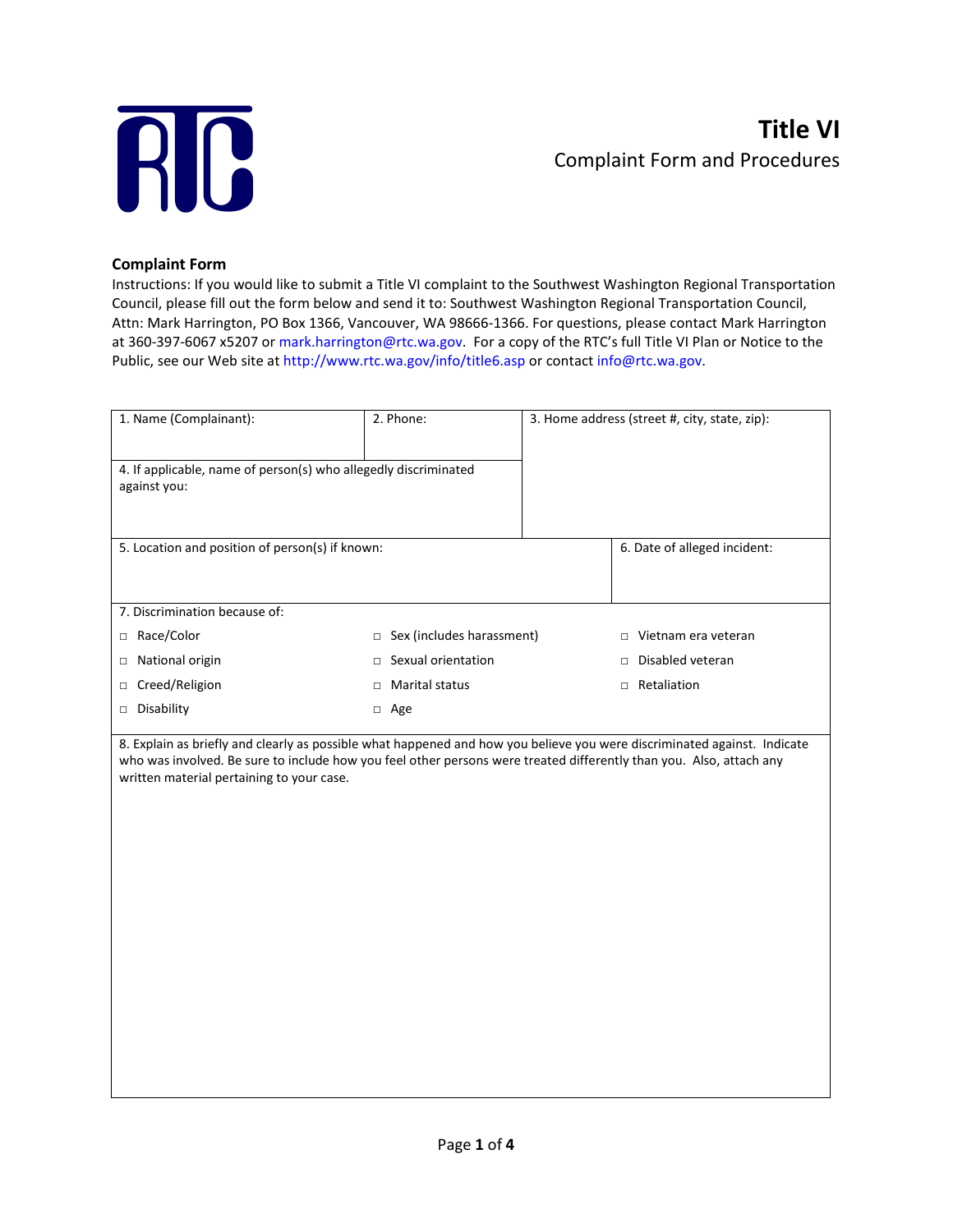# Title VI

Complaint Form and Procedures

**Complaint Form**

Instructions: If you would like to submit a Title VI complaint to the Southwest Washington Regional Transportation Council, please fill out the form below and send it to: Southwest Washington Regional Transportation Council, Attn: Mark Harrington, PO Box 1366, Vancouver, WA 98666-1366. For questions, please contact Mark Harrington at 360-397-6067 x5207 or mark.harrington@rtc.wa.gov. For a copy of the RTC's full Title VI Plan or Notice to the Public, see our Web site at http://www.rtc.wa.gov/info/title6.asp or contact info@rtc.wa.gov.

| 1. Name (Complainant): | 2. Phone: | 3. Home address (street #, city, state, zip): |
|---|---|---|
| 4. If applicable, name of person(s) who allegedly discriminated against you: | | |
| 5. Location and position of person(s) if known: | | 6. Date of alleged incident: |

7. Discrimination because of:

- □ Race/Color
- □ National origin
- □ Creed/Religion
- □ Disability
- □ Sex (includes harassment)
- □ Sexual orientation
- □ Marital status
- □ Age
- □ Vietnam era veteran
- □ Disabled veteran
- □ Retaliation

8. Explain as briefly and clearly as possible what happened and how you believe you were discriminated against. Indicate who was involved. Be sure to include how you feel other persons were treated differently than you. Also, attach any written material pertaining to your case.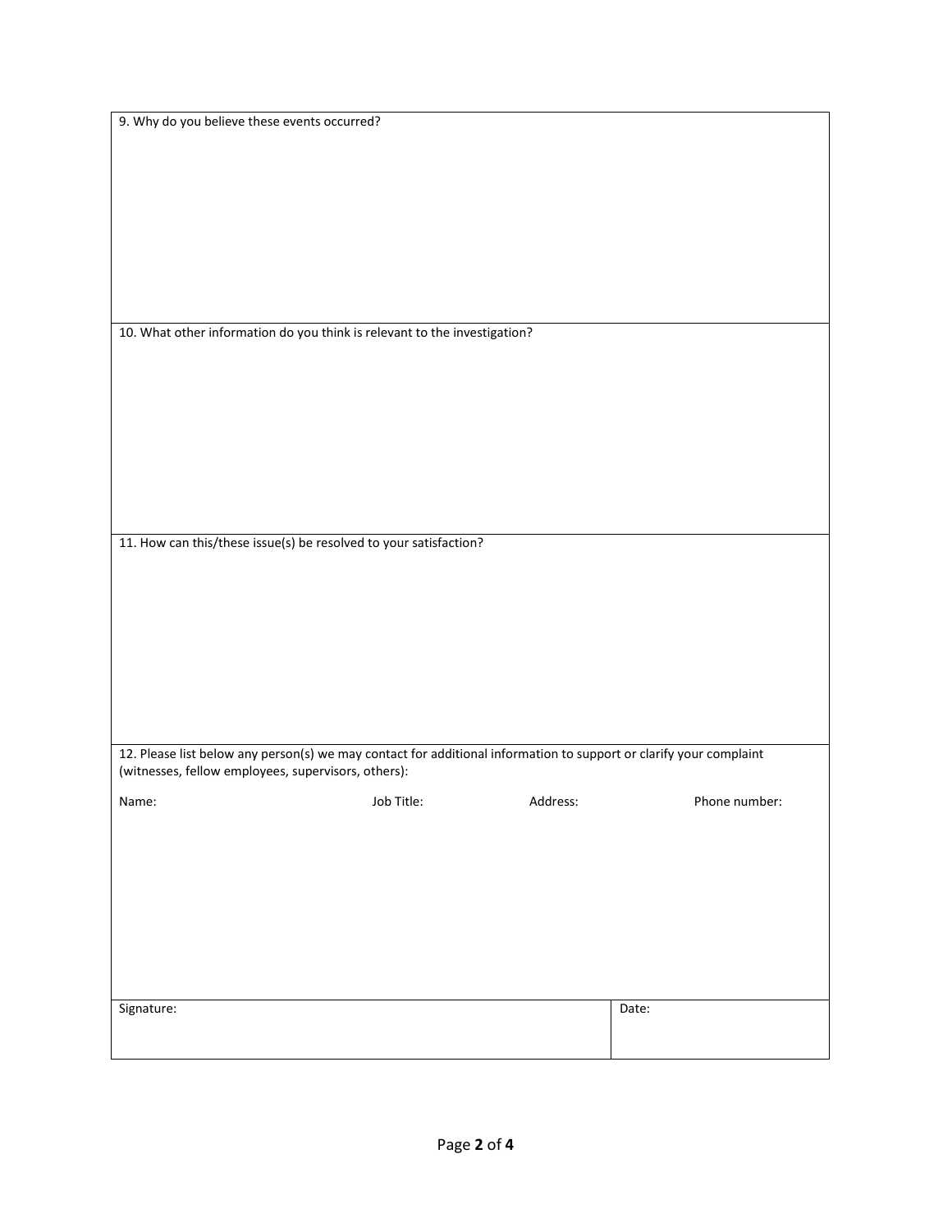9. Why do you believe these events occurred?

10. What other information do you think is relevant to the investigation?

11. How can this/these issue(s) be resolved to your satisfaction?

12. Please list below any person(s) we may contact for additional information to support or clarify your complaint (witnesses, fellow employees, supervisors, others):

| Name: | Job Title: | Address: | Phone number: |
| --- | --- | --- | --- |
| | | | |

| Signature: | Date: |
| --- | --- |
| | |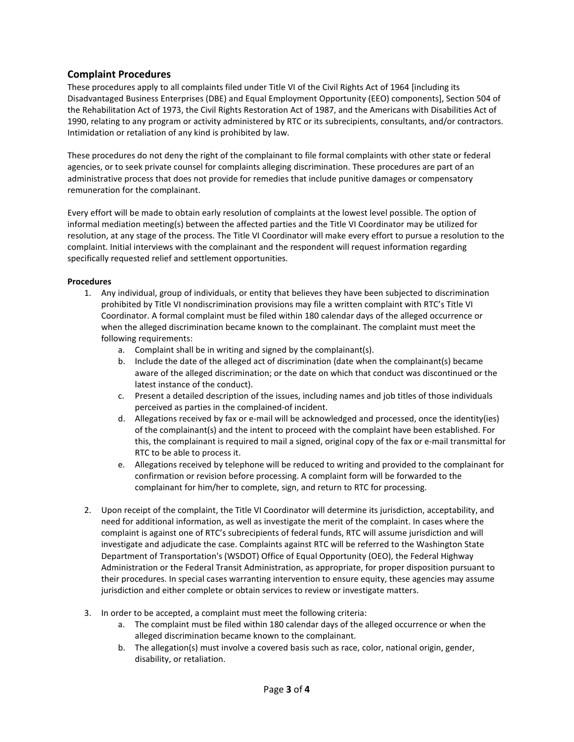## Complaint Procedures

These procedures apply to all complaints filed under Title VI of the Civil Rights Act of 1964 [including its Disadvantaged Business Enterprises (DBE) and Equal Employment Opportunity (EEO) components], Section 504 of the Rehabilitation Act of 1973, the Civil Rights Restoration Act of 1987, and the Americans with Disabilities Act of 1990, relating to any program or activity administered by RTC or its subrecipients, consultants, and/or contractors. Intimidation or retaliation of any kind is prohibited by law.

These procedures do not deny the right of the complainant to file formal complaints with other state or federal agencies, or to seek private counsel for complaints alleging discrimination. These procedures are part of an administrative process that does not provide for remedies that include punitive damages or compensatory remuneration for the complainant.

Every effort will be made to obtain early resolution of complaints at the lowest level possible. The option of informal mediation meeting(s) between the affected parties and the Title VI Coordinator may be utilized for resolution, at any stage of the process. The Title VI Coordinator will make every effort to pursue a resolution to the complaint. Initial interviews with the complainant and the respondent will request information regarding specifically requested relief and settlement opportunities.

### Procedures

1. Any individual, group of individuals, or entity that believes they have been subjected to discrimination prohibited by Title VI nondiscrimination provisions may file a written complaint with RTC's Title VI Coordinator. A formal complaint must be filed within 180 calendar days of the alleged occurrence or when the alleged discrimination became known to the complainant. The complaint must meet the following requirements:
   a. Complaint shall be in writing and signed by the complainant(s).
   b. Include the date of the alleged act of discrimination (date when the complainant(s) became aware of the alleged discrimination; or the date on which that conduct was discontinued or the latest instance of the conduct).
   c. Present a detailed description of the issues, including names and job titles of those individuals perceived as parties in the complained-of incident.
   d. Allegations received by fax or e-mail will be acknowledged and processed, once the identity(ies) of the complainant(s) and the intent to proceed with the complaint have been established. For this, the complainant is required to mail a signed, original copy of the fax or e-mail transmittal for RTC to be able to process it.
   e. Allegations received by telephone will be reduced to writing and provided to the complainant for confirmation or revision before processing. A complaint form will be forwarded to the complainant for him/her to complete, sign, and return to RTC for processing.

2. Upon receipt of the complaint, the Title VI Coordinator will determine its jurisdiction, acceptability, and need for additional information, as well as investigate the merit of the complaint. In cases where the complaint is against one of RTC's subrecipients of federal funds, RTC will assume jurisdiction and will investigate and adjudicate the case. Complaints against RTC will be referred to the Washington State Department of Transportation's (WSDOT) Office of Equal Opportunity (OEO), the Federal Highway Administration or the Federal Transit Administration, as appropriate, for proper disposition pursuant to their procedures. In special cases warranting intervention to ensure equity, these agencies may assume jurisdiction and either complete or obtain services to review or investigate matters.

3. In order to be accepted, a complaint must meet the following criteria:
   a. The complaint must be filed within 180 calendar days of the alleged occurrence or when the alleged discrimination became known to the complainant.
   b. The allegation(s) must involve a covered basis such as race, color, national origin, gender, disability, or retaliation.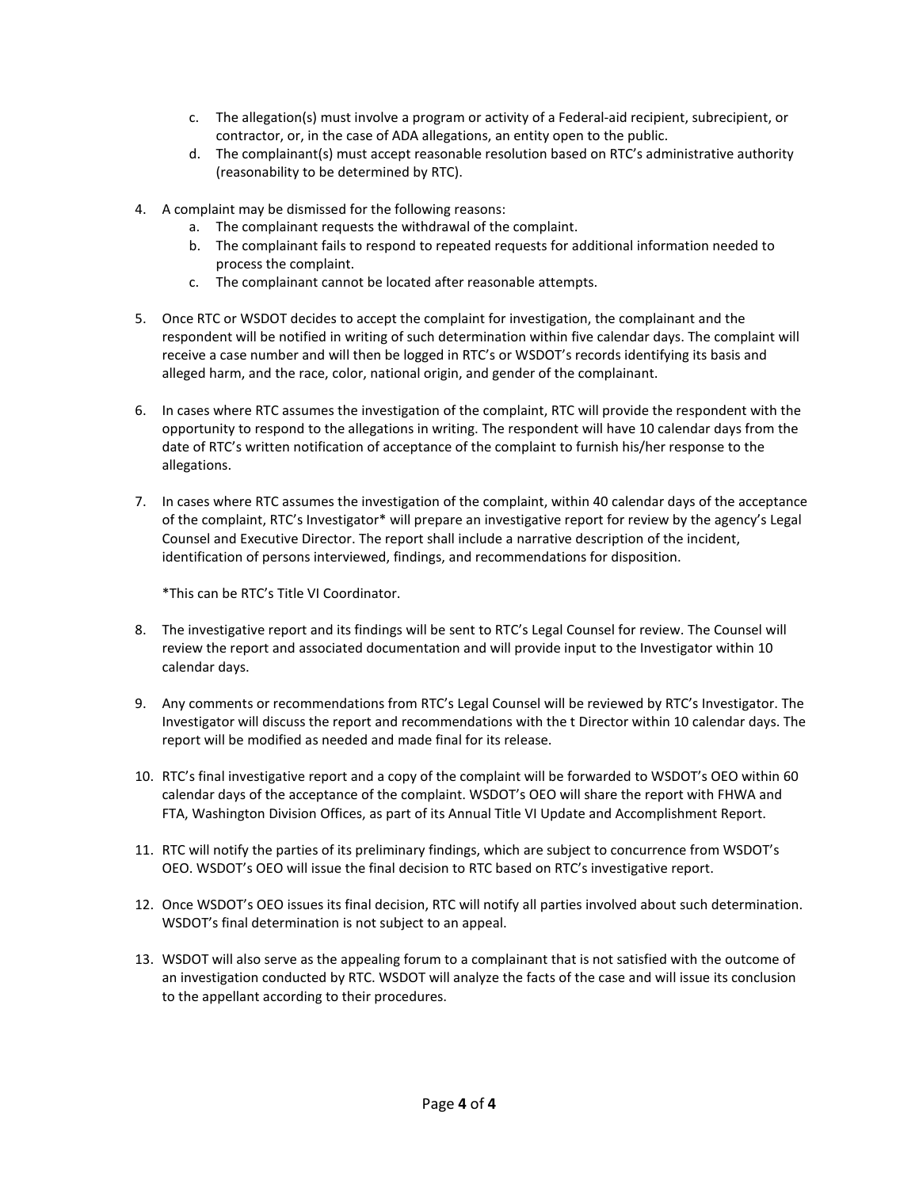c. The allegation(s) must involve a program or activity of a Federal-aid recipient, subrecipient, or contractor, or, in the case of ADA allegations, an entity open to the public.
   d. The complainant(s) must accept reasonable resolution based on RTC's administrative authority (reasonability to be determined by RTC).

4. A complaint may be dismissed for the following reasons:
   a. The complainant requests the withdrawal of the complaint.
   b. The complainant fails to respond to repeated requests for additional information needed to process the complaint.
   c. The complainant cannot be located after reasonable attempts.

5. Once RTC or WSDOT decides to accept the complaint for investigation, the complainant and the respondent will be notified in writing of such determination within five calendar days. The complaint will receive a case number and will then be logged in RTC's or WSDOT's records identifying its basis and alleged harm, and the race, color, national origin, and gender of the complainant.

6. In cases where RTC assumes the investigation of the complaint, RTC will provide the respondent with the opportunity to respond to the allegations in writing. The respondent will have 10 calendar days from the date of RTC's written notification of acceptance of the complaint to furnish his/her response to the allegations.

7. In cases where RTC assumes the investigation of the complaint, within 40 calendar days of the acceptance of the complaint, RTC's Investigator* will prepare an investigative report for review by the agency's Legal Counsel and Executive Director. The report shall include a narrative description of the incident, identification of persons interviewed, findings, and recommendations for disposition.

   *This can be RTC's Title VI Coordinator.

8. The investigative report and its findings will be sent to RTC's Legal Counsel for review. The Counsel will review the report and associated documentation and will provide input to the Investigator within 10 calendar days.

9. Any comments or recommendations from RTC's Legal Counsel will be reviewed by RTC's Investigator. The Investigator will discuss the report and recommendations with the t Director within 10 calendar days. The report will be modified as needed and made final for its release.

10. RTC's final investigative report and a copy of the complaint will be forwarded to WSDOT's OEO within 60 calendar days of the acceptance of the complaint. WSDOT's OEO will share the report with FHWA and FTA, Washington Division Offices, as part of its Annual Title VI Update and Accomplishment Report.

11. RTC will notify the parties of its preliminary findings, which are subject to concurrence from WSDOT's OEO. WSDOT's OEO will issue the final decision to RTC based on RTC's investigative report.

12. Once WSDOT's OEO issues its final decision, RTC will notify all parties involved about such determination. WSDOT's final determination is not subject to an appeal.

13. WSDOT will also serve as the appealing forum to a complainant that is not satisfied with the outcome of an investigation conducted by RTC. WSDOT will analyze the facts of the case and will issue its conclusion to the appellant according to their procedures.